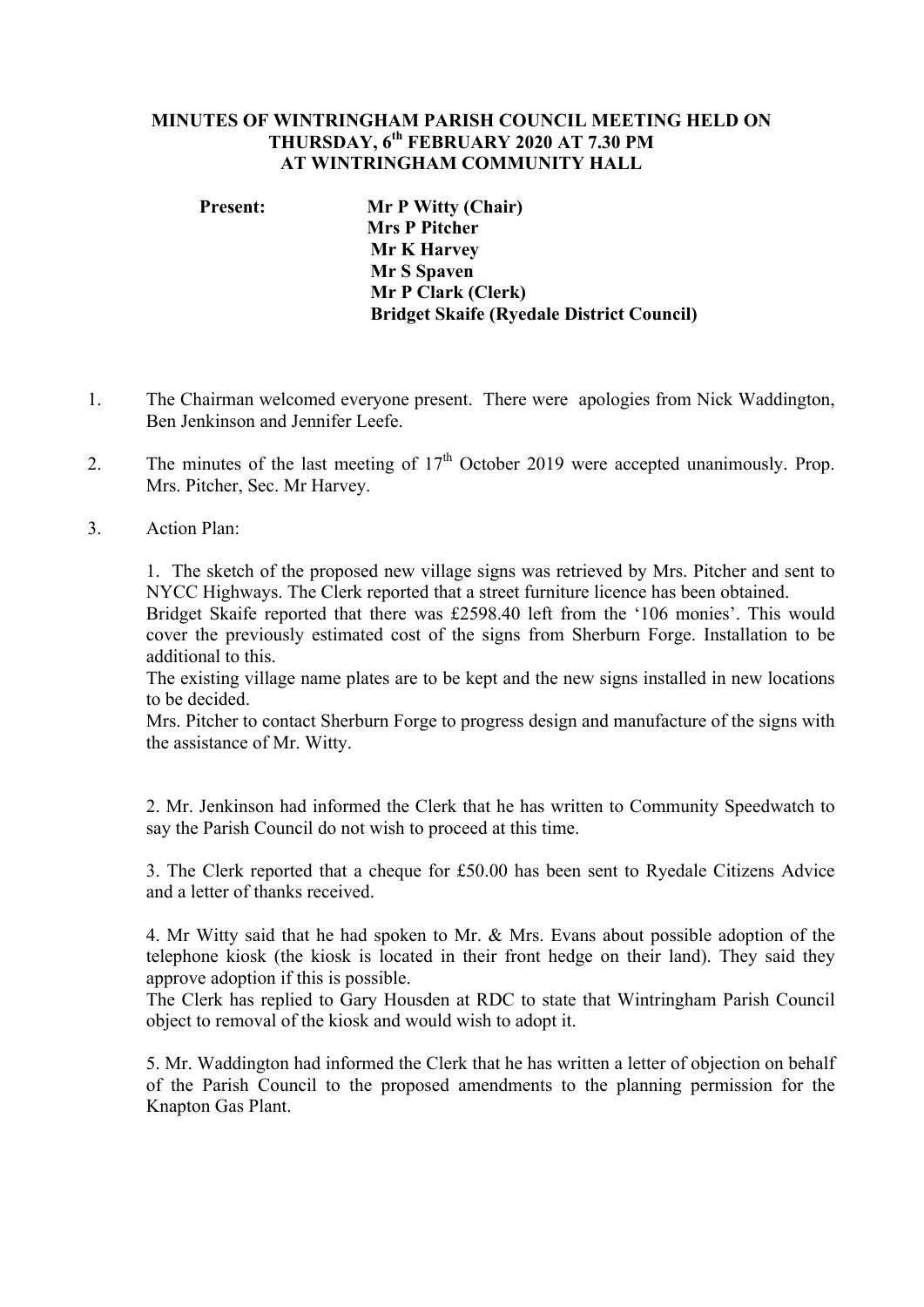# MINUTES OF WINTRINGHAM PARISH COUNCIL MEETING HELD ON THURSDAY, 6th FEBRUARY 2020 AT 7.30 PM AT WINTRINGHAM COMMUNITY HALL

**Present:**
- **Mr P Witty (Chair)**
- **Mrs P Pitcher**
- **Mr K Harvey**
- **Mr S Spaven**
- **Mr P Clark (Clerk)**
- **Bridget Skaife (Ryedale District Council)**

1. The Chairman welcomed everyone present. There were apologies from Nick Waddington, Ben Jenkinson and Jennifer Leefe.

2. The minutes of the last meeting of 17th October 2019 were accepted unanimously. Prop. Mrs. Pitcher, Sec. Mr Harvey.

3. Action Plan:

   1. The sketch of the proposed new village signs was retrieved by Mrs. Pitcher and sent to NYCC Highways. The Clerk reported that a street furniture licence has been obtained.
   Bridget Skaife reported that there was £2598.40 left from the '106 monies'. This would cover the previously estimated cost of the signs from Sherburn Forge. Installation to be additional to this.
   The existing village name plates are to be kept and the new signs installed in new locations to be decided.
   Mrs. Pitcher to contact Sherburn Forge to progress design and manufacture of the signs with the assistance of Mr. Witty.

   2. Mr. Jenkinson had informed the Clerk that he has written to Community Speedwatch to say the Parish Council do not wish to proceed at this time.

   3. The Clerk reported that a cheque for £50.00 has been sent to Ryedale Citizens Advice and a letter of thanks received.

   4. Mr Witty said that he had spoken to Mr. & Mrs. Evans about possible adoption of the telephone kiosk (the kiosk is located in their front hedge on their land). They said they approve adoption if this is possible.
   The Clerk has replied to Gary Housden at RDC to state that Wintringham Parish Council object to removal of the kiosk and would wish to adopt it.

   5. Mr. Waddington had informed the Clerk that he has written a letter of objection on behalf of the Parish Council to the proposed amendments to the planning permission for the Knapton Gas Plant.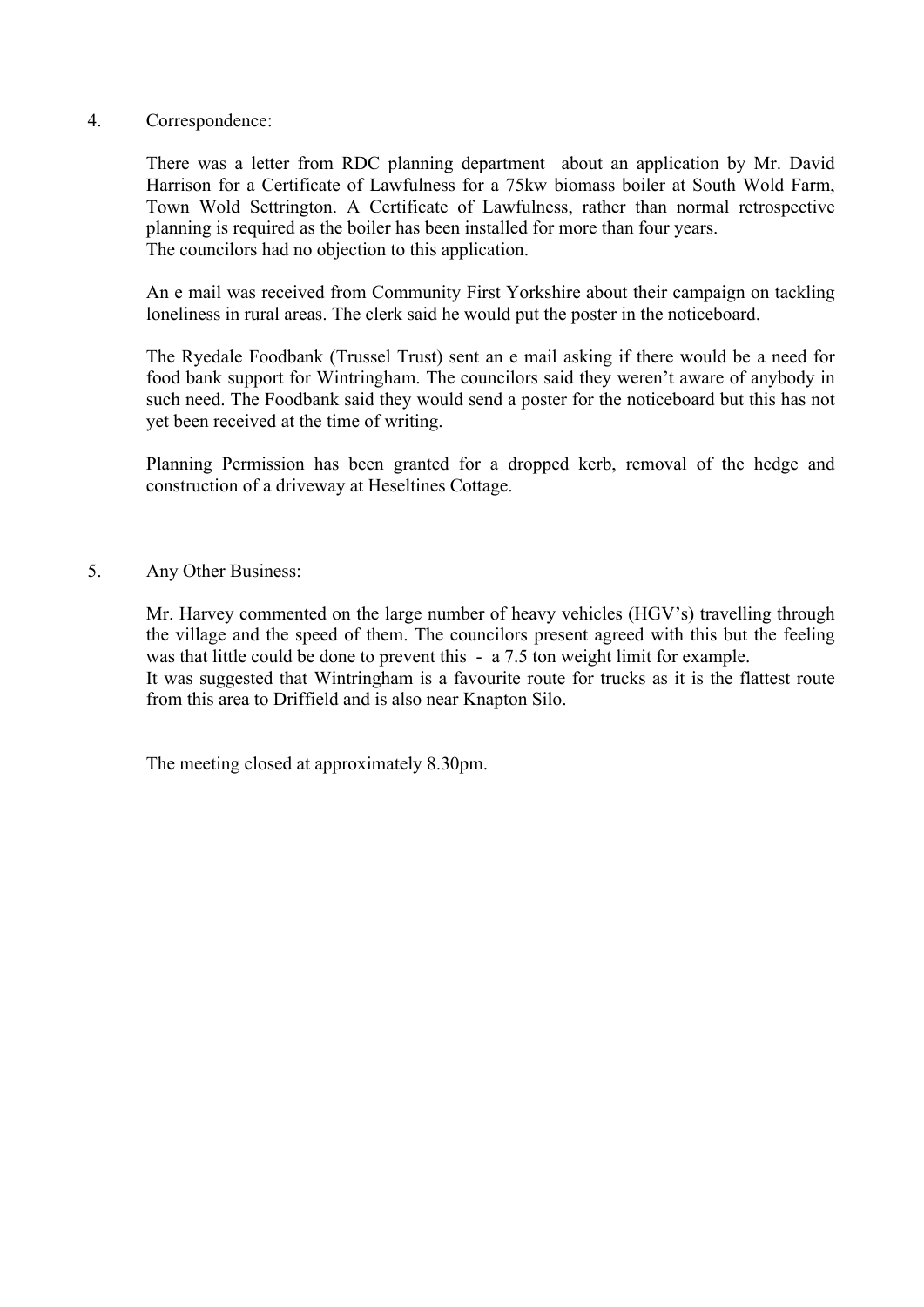4. Correspondence:

There was a letter from RDC planning department about an application by Mr. David Harrison for a Certificate of Lawfulness for a 75kw biomass boiler at South Wold Farm, Town Wold Settrington. A Certificate of Lawfulness, rather than normal retrospective planning is required as the boiler has been installed for more than four years.
The councilors had no objection to this application.

An e mail was received from Community First Yorkshire about their campaign on tackling loneliness in rural areas. The clerk said he would put the poster in the noticeboard.

The Ryedale Foodbank (Trussel Trust) sent an e mail asking if there would be a need for food bank support for Wintringham. The councilors said they weren't aware of anybody in such need. The Foodbank said they would send a poster for the noticeboard but this has not yet been received at the time of writing.

Planning Permission has been granted for a dropped kerb, removal of the hedge and construction of a driveway at Heseltines Cottage.

5. Any Other Business:

Mr. Harvey commented on the large number of heavy vehicles (HGV's) travelling through the village and the speed of them. The councilors present agreed with this but the feeling was that little could be done to prevent this - a 7.5 ton weight limit for example.
It was suggested that Wintringham is a favourite route for trucks as it is the flattest route from this area to Driffield and is also near Knapton Silo.

The meeting closed at approximately 8.30pm.